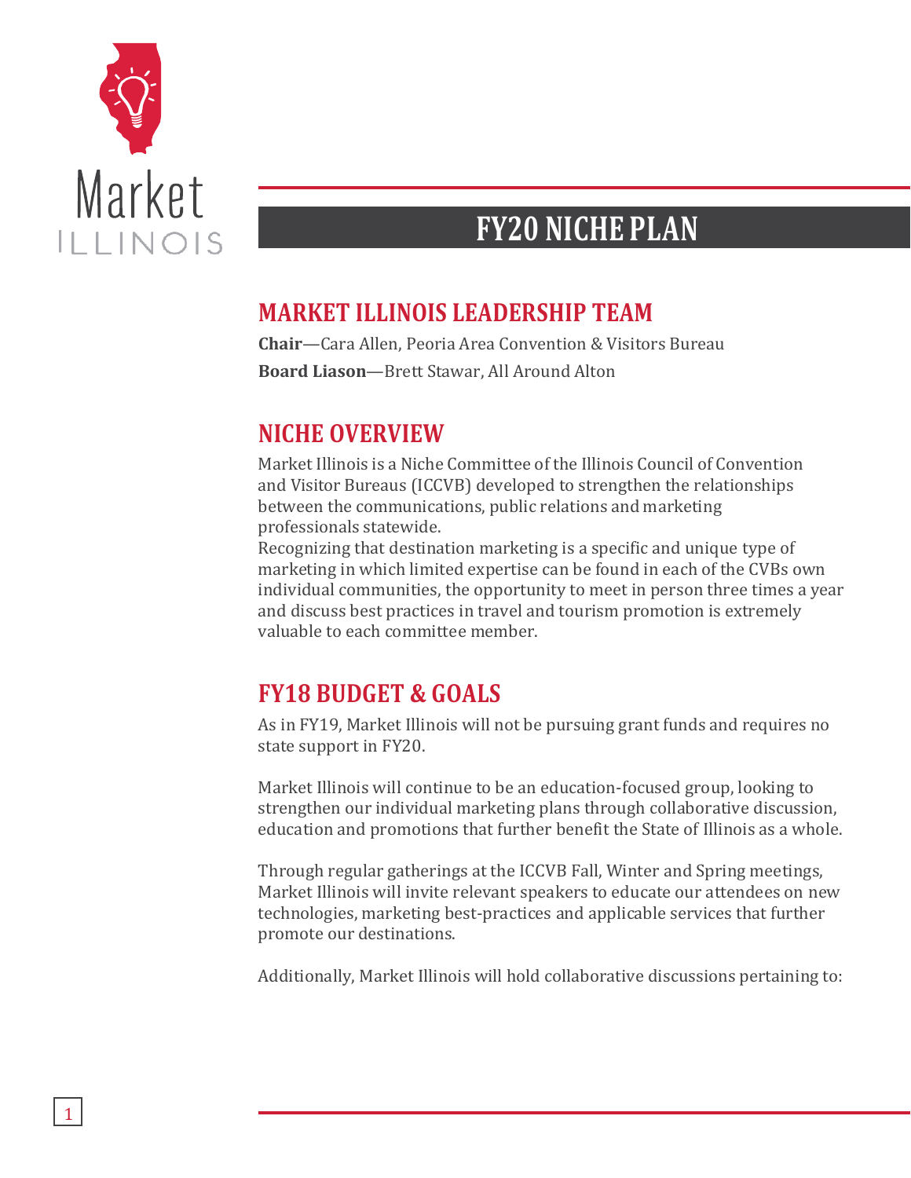Market ILLINOIS

# FY20 NICHE PLAN

## MARKET ILLINOIS LEADERSHIP TEAM

**Chair**—Cara Allen, Peoria Area Convention & Visitors Bureau

**Board Liason**—Brett Stawar, All Around Alton

## NICHE OVERVIEW

Market Illinois is a Niche Committee of the Illinois Council of Convention and Visitor Bureaus (ICCVB) developed to strengthen the relationships between the communications, public relations and marketing professionals statewide.

Recognizing that destination marketing is a specific and unique type of marketing in which limited expertise can be found in each of the CVBs own individual communities, the opportunity to meet in person three times a year and discuss best practices in travel and tourism promotion is extremely valuable to each committee member.

## FY18 BUDGET & GOALS

As in FY19, Market Illinois will not be pursuing grant funds and requires no state support in FY20.

Market Illinois will continue to be an education-focused group, looking to strengthen our individual marketing plans through collaborative discussion, education and promotions that further benefit the State of Illinois as a whole.

Through regular gatherings at the ICCVB Fall, Winter and Spring meetings, Market Illinois will invite relevant speakers to educate our attendees on new technologies, marketing best-practices and applicable services that further promote our destinations.

Additionally, Market Illinois will hold collaborative discussions pertaining to: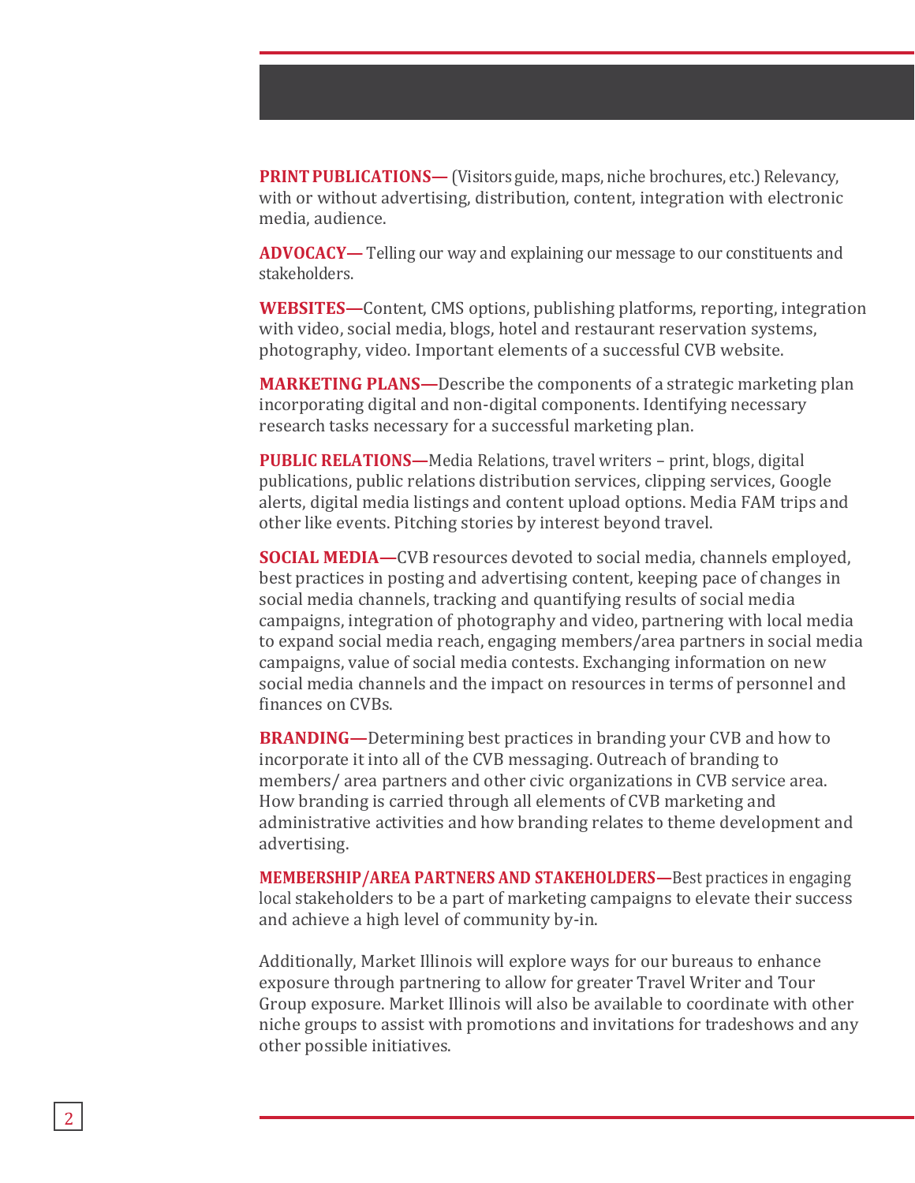**PRINT PUBLICATIONS—** (Visitors guide, maps, niche brochures, etc.) Relevancy, with or without advertising, distribution, content, integration with electronic media, audience.

**ADVOCACY—** Telling our way and explaining our message to our constituents and stakeholders.

**WEBSITES—**Content, CMS options, publishing platforms, reporting, integration with video, social media, blogs, hotel and restaurant reservation systems, photography, video. Important elements of a successful CVB website.

**MARKETING PLANS—**Describe the components of a strategic marketing plan incorporating digital and non-digital components. Identifying necessary research tasks necessary for a successful marketing plan.

**PUBLIC RELATIONS—**Media Relations, travel writers – print, blogs, digital publications, public relations distribution services, clipping services, Google alerts, digital media listings and content upload options. Media FAM trips and other like events. Pitching stories by interest beyond travel.

**SOCIAL MEDIA—**CVB resources devoted to social media, channels employed, best practices in posting and advertising content, keeping pace of changes in social media channels, tracking and quantifying results of social media campaigns, integration of photography and video, partnering with local media to expand social media reach, engaging members/area partners in social media campaigns, value of social media contests. Exchanging information on new social media channels and the impact on resources in terms of personnel and finances on CVBs.

**BRANDING—**Determining best practices in branding your CVB and how to incorporate it into all of the CVB messaging. Outreach of branding to members/ area partners and other civic organizations in CVB service area. How branding is carried through all elements of CVB marketing and administrative activities and how branding relates to theme development and advertising.

**MEMBERSHIP/AREA PARTNERS AND STAKEHOLDERS—**Best practices in engaging local stakeholders to be a part of marketing campaigns to elevate their success and achieve a high level of community by-in.

Additionally, Market Illinois will explore ways for our bureaus to enhance exposure through partnering to allow for greater Travel Writer and Tour Group exposure. Market Illinois will also be available to coordinate with other niche groups to assist with promotions and invitations for tradeshows and any other possible initiatives.